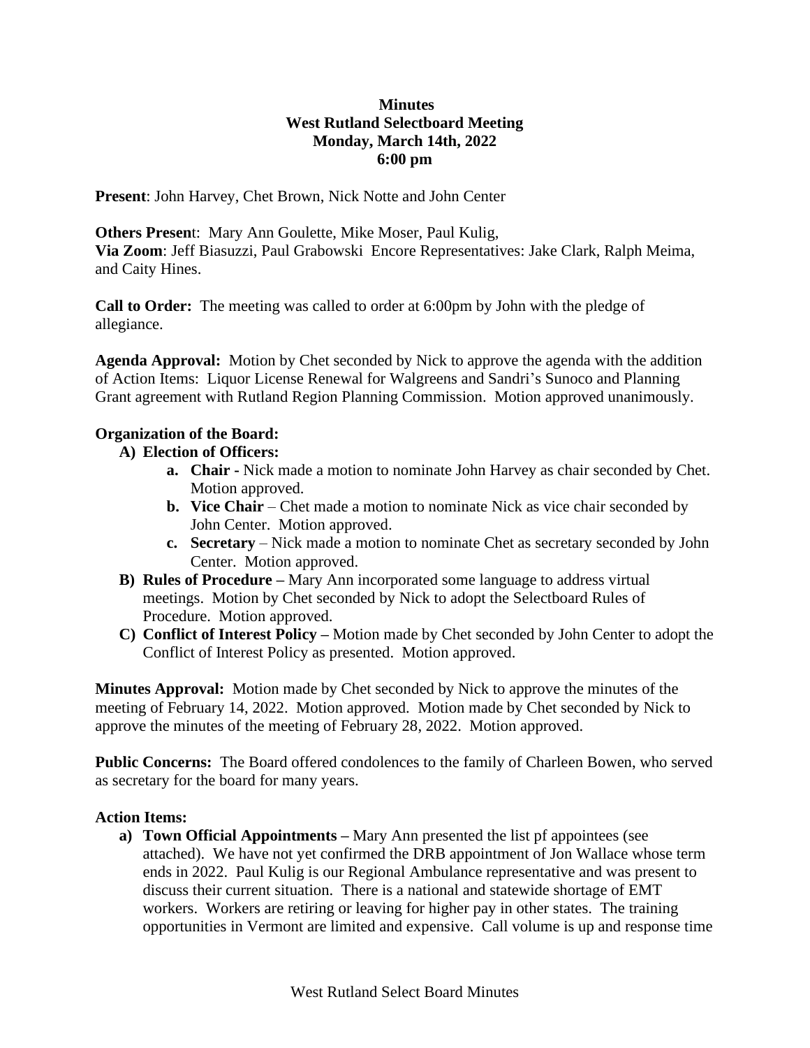**Minutes**
**West Rutland Selectboard Meeting**
**Monday, March 14th, 2022**
**6:00 pm**

**Present**: John Harvey, Chet Brown, Nick Notte and John Center

**Others Presen**t: Mary Ann Goulette, Mike Moser, Paul Kulig,
**Via Zoom**: Jeff Biasuzzi, Paul Grabowski Encore Representatives: Jake Clark, Ralph Meima, and Caity Hines.

**Call to Order:** The meeting was called to order at 6:00pm by John with the pledge of allegiance.

**Agenda Approval:** Motion by Chet seconded by Nick to approve the agenda with the addition of Action Items: Liquor License Renewal for Walgreens and Sandri's Sunoco and Planning Grant agreement with Rutland Region Planning Commission. Motion approved unanimously.

**Organization of the Board:**

**A) Election of Officers:**

- **a. Chair -** Nick made a motion to nominate John Harvey as chair seconded by Chet. Motion approved.
- **b. Vice Chair** – Chet made a motion to nominate Nick as vice chair seconded by John Center. Motion approved.
- **c. Secretary** – Nick made a motion to nominate Chet as secretary seconded by John Center. Motion approved.

**B) Rules of Procedure –** Mary Ann incorporated some language to address virtual meetings. Motion by Chet seconded by Nick to adopt the Selectboard Rules of Procedure. Motion approved.

**C) Conflict of Interest Policy –** Motion made by Chet seconded by John Center to adopt the Conflict of Interest Policy as presented. Motion approved.

**Minutes Approval:** Motion made by Chet seconded by Nick to approve the minutes of the meeting of February 14, 2022. Motion approved. Motion made by Chet seconded by Nick to approve the minutes of the meeting of February 28, 2022. Motion approved.

**Public Concerns:** The Board offered condolences to the family of Charleen Bowen, who served as secretary for the board for many years.

**Action Items:**

**a) Town Official Appointments –** Mary Ann presented the list pf appointees (see attached). We have not yet confirmed the DRB appointment of Jon Wallace whose term ends in 2022. Paul Kulig is our Regional Ambulance representative and was present to discuss their current situation. There is a national and statewide shortage of EMT workers. Workers are retiring or leaving for higher pay in other states. The training opportunities in Vermont are limited and expensive. Call volume is up and response time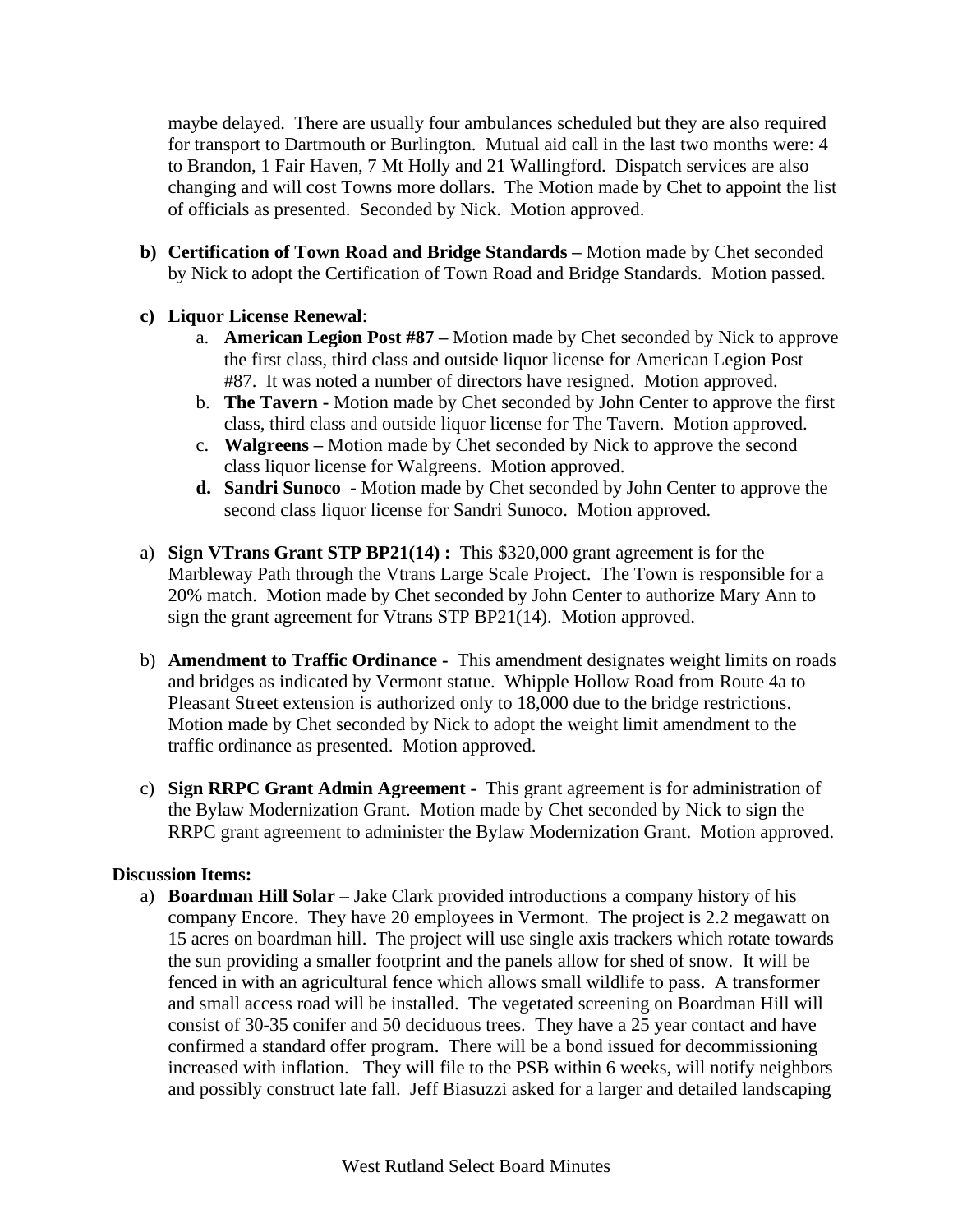maybe delayed. There are usually four ambulances scheduled but they are also required for transport to Dartmouth or Burlington. Mutual aid call in the last two months were: 4 to Brandon, 1 Fair Haven, 7 Mt Holly and 21 Wallingford. Dispatch services are also changing and will cost Towns more dollars. The Motion made by Chet to appoint the list of officials as presented. Seconded by Nick. Motion approved.

**b) Certification of Town Road and Bridge Standards –** Motion made by Chet seconded by Nick to adopt the Certification of Town Road and Bridge Standards. Motion passed.

**c) Liquor License Renewal**:
   a. **American Legion Post #87 –** Motion made by Chet seconded by Nick to approve the first class, third class and outside liquor license for American Legion Post #87. It was noted a number of directors have resigned. Motion approved.
   b. **The Tavern -** Motion made by Chet seconded by John Center to approve the first class, third class and outside liquor license for The Tavern. Motion approved.
   c. **Walgreens –** Motion made by Chet seconded by Nick to approve the second class liquor license for Walgreens. Motion approved.
   **d. Sandri Sunoco -** Motion made by Chet seconded by John Center to approve the second class liquor license for Sandri Sunoco. Motion approved.

a) **Sign VTrans Grant STP BP21(14) :** This $320,000 grant agreement is for the Marbleway Path through the Vtrans Large Scale Project. The Town is responsible for a 20% match. Motion made by Chet seconded by John Center to authorize Mary Ann to sign the grant agreement for Vtrans STP BP21(14). Motion approved.

b) **Amendment to Traffic Ordinance -** This amendment designates weight limits on roads and bridges as indicated by Vermont statue. Whipple Hollow Road from Route 4a to Pleasant Street extension is authorized only to 18,000 due to the bridge restrictions. Motion made by Chet seconded by Nick to adopt the weight limit amendment to the traffic ordinance as presented. Motion approved.

c) **Sign RRPC Grant Admin Agreement -** This grant agreement is for administration of the Bylaw Modernization Grant. Motion made by Chet seconded by Nick to sign the RRPC grant agreement to administer the Bylaw Modernization Grant. Motion approved.

**Discussion Items:**

a) **Boardman Hill Solar** – Jake Clark provided introductions a company history of his company Encore. They have 20 employees in Vermont. The project is 2.2 megawatt on 15 acres on boardman hill. The project will use single axis trackers which rotate towards the sun providing a smaller footprint and the panels allow for shed of snow. It will be fenced in with an agricultural fence which allows small wildlife to pass. A transformer and small access road will be installed. The vegetated screening on Boardman Hill will consist of 30-35 conifer and 50 deciduous trees. They have a 25 year contact and have confirmed a standard offer program. There will be a bond issued for decommissioning increased with inflation. They will file to the PSB within 6 weeks, will notify neighbors and possibly construct late fall. Jeff Biasuzzi asked for a larger and detailed landscaping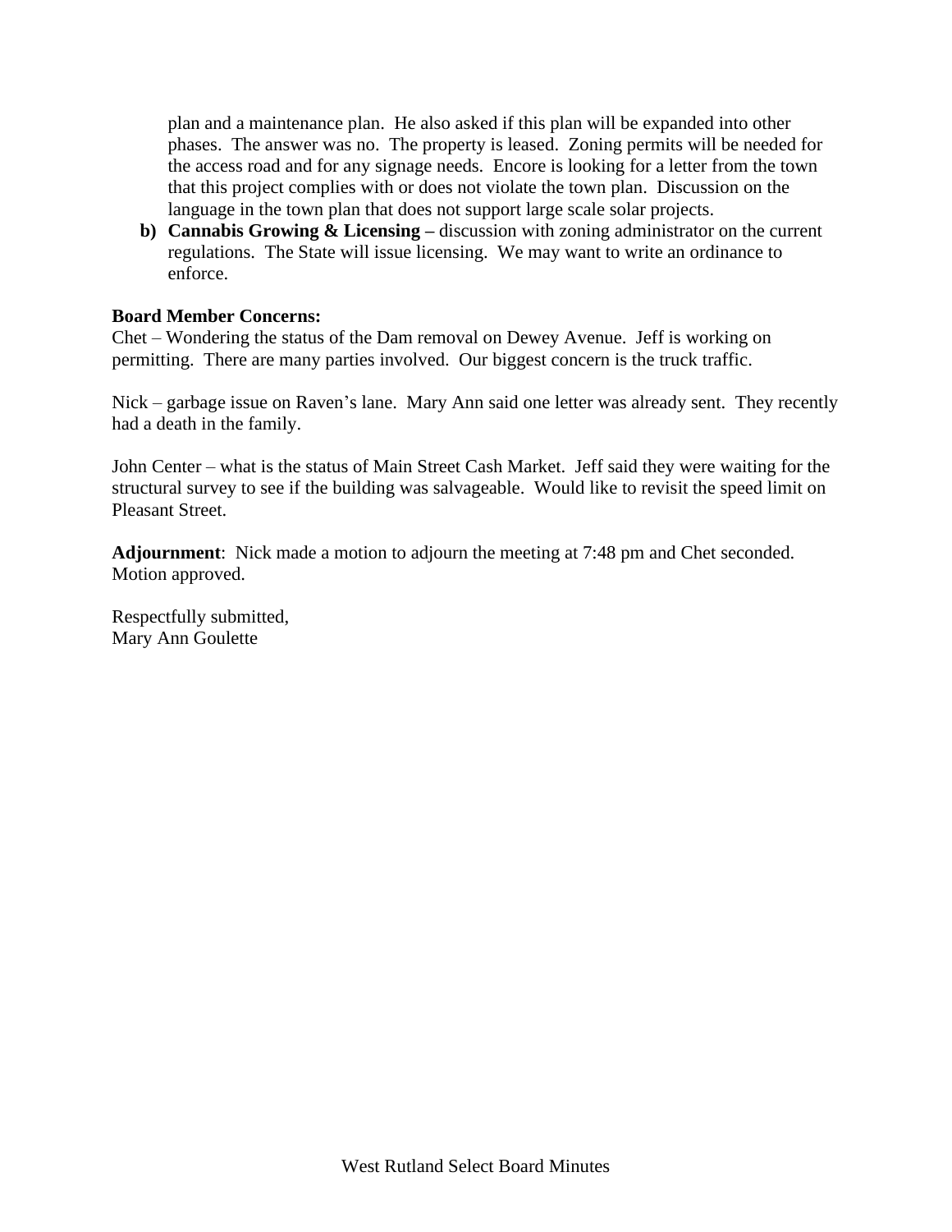plan and a maintenance plan. He also asked if this plan will be expanded into other phases. The answer was no. The property is leased. Zoning permits will be needed for the access road and for any signage needs. Encore is looking for a letter from the town that this project complies with or does not violate the town plan. Discussion on the language in the town plan that does not support large scale solar projects.

**b) Cannabis Growing & Licensing –** discussion with zoning administrator on the current regulations. The State will issue licensing. We may want to write an ordinance to enforce.

**Board Member Concerns:**

Chet – Wondering the status of the Dam removal on Dewey Avenue. Jeff is working on permitting. There are many parties involved. Our biggest concern is the truck traffic.

Nick – garbage issue on Raven's lane. Mary Ann said one letter was already sent. They recently had a death in the family.

John Center – what is the status of Main Street Cash Market. Jeff said they were waiting for the structural survey to see if the building was salvageable. Would like to revisit the speed limit on Pleasant Street.

**Adjournment**: Nick made a motion to adjourn the meeting at 7:48 pm and Chet seconded. Motion approved.

Respectfully submitted,
Mary Ann Goulette